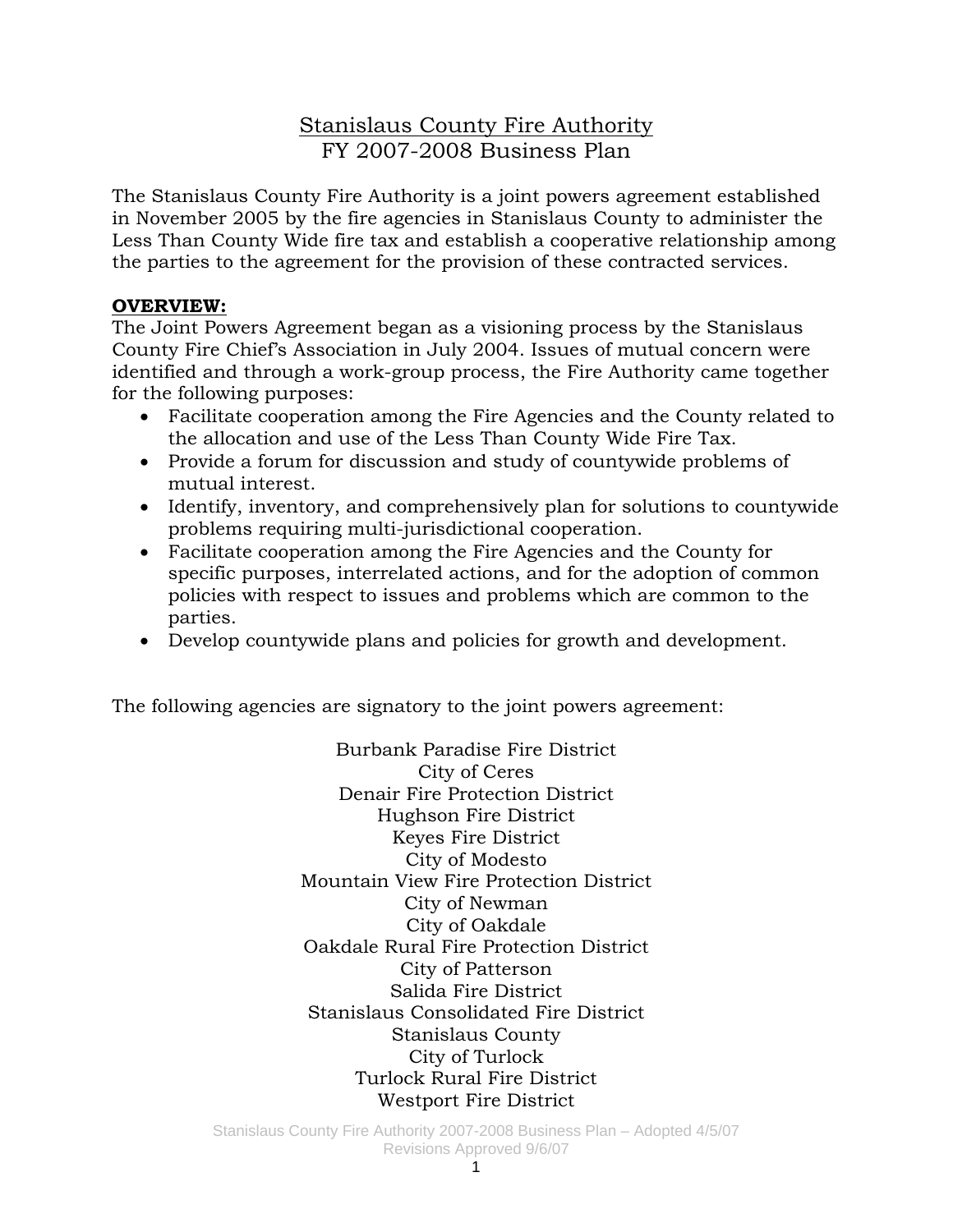Stanislaus County Fire Authority
FY 2007-2008 Business Plan

The Stanislaus County Fire Authority is a joint powers agreement established in November 2005 by the fire agencies in Stanislaus County to administer the Less Than County Wide fire tax and establish a cooperative relationship among the parties to the agreement for the provision of these contracted services.

**OVERVIEW:**

The Joint Powers Agreement began as a visioning process by the Stanislaus County Fire Chief's Association in July 2004. Issues of mutual concern were identified and through a work-group process, the Fire Authority came together for the following purposes:

- Facilitate cooperation among the Fire Agencies and the County related to the allocation and use of the Less Than County Wide Fire Tax.
- Provide a forum for discussion and study of countywide problems of mutual interest.
- Identify, inventory, and comprehensively plan for solutions to countywide problems requiring multi-jurisdictional cooperation.
- Facilitate cooperation among the Fire Agencies and the County for specific purposes, interrelated actions, and for the adoption of common policies with respect to issues and problems which are common to the parties.
- Develop countywide plans and policies for growth and development.

The following agencies are signatory to the joint powers agreement:

Burbank Paradise Fire District
City of Ceres
Denair Fire Protection District
Hughson Fire District
Keyes Fire District
City of Modesto
Mountain View Fire Protection District
City of Newman
City of Oakdale
Oakdale Rural Fire Protection District
City of Patterson
Salida Fire District
Stanislaus Consolidated Fire District
Stanislaus County
City of Turlock
Turlock Rural Fire District
Westport Fire District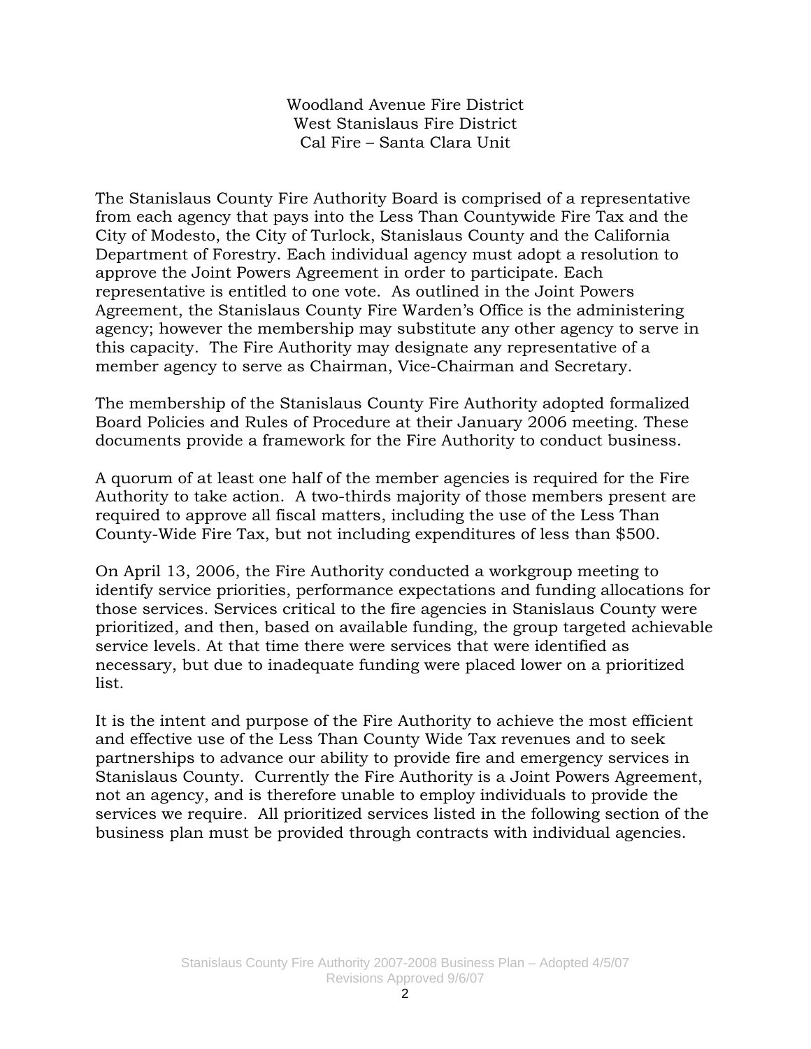Woodland Avenue Fire District
West Stanislaus Fire District
Cal Fire – Santa Clara Unit

The Stanislaus County Fire Authority Board is comprised of a representative from each agency that pays into the Less Than Countywide Fire Tax and the City of Modesto, the City of Turlock, Stanislaus County and the California Department of Forestry. Each individual agency must adopt a resolution to approve the Joint Powers Agreement in order to participate. Each representative is entitled to one vote. As outlined in the Joint Powers Agreement, the Stanislaus County Fire Warden's Office is the administering agency; however the membership may substitute any other agency to serve in this capacity. The Fire Authority may designate any representative of a member agency to serve as Chairman, Vice-Chairman and Secretary.

The membership of the Stanislaus County Fire Authority adopted formalized Board Policies and Rules of Procedure at their January 2006 meeting. These documents provide a framework for the Fire Authority to conduct business.

A quorum of at least one half of the member agencies is required for the Fire Authority to take action. A two-thirds majority of those members present are required to approve all fiscal matters, including the use of the Less Than County-Wide Fire Tax, but not including expenditures of less than $500.

On April 13, 2006, the Fire Authority conducted a workgroup meeting to identify service priorities, performance expectations and funding allocations for those services. Services critical to the fire agencies in Stanislaus County were prioritized, and then, based on available funding, the group targeted achievable service levels. At that time there were services that were identified as necessary, but due to inadequate funding were placed lower on a prioritized list.

It is the intent and purpose of the Fire Authority to achieve the most efficient and effective use of the Less Than County Wide Tax revenues and to seek partnerships to advance our ability to provide fire and emergency services in Stanislaus County. Currently the Fire Authority is a Joint Powers Agreement, not an agency, and is therefore unable to employ individuals to provide the services we require. All prioritized services listed in the following section of the business plan must be provided through contracts with individual agencies.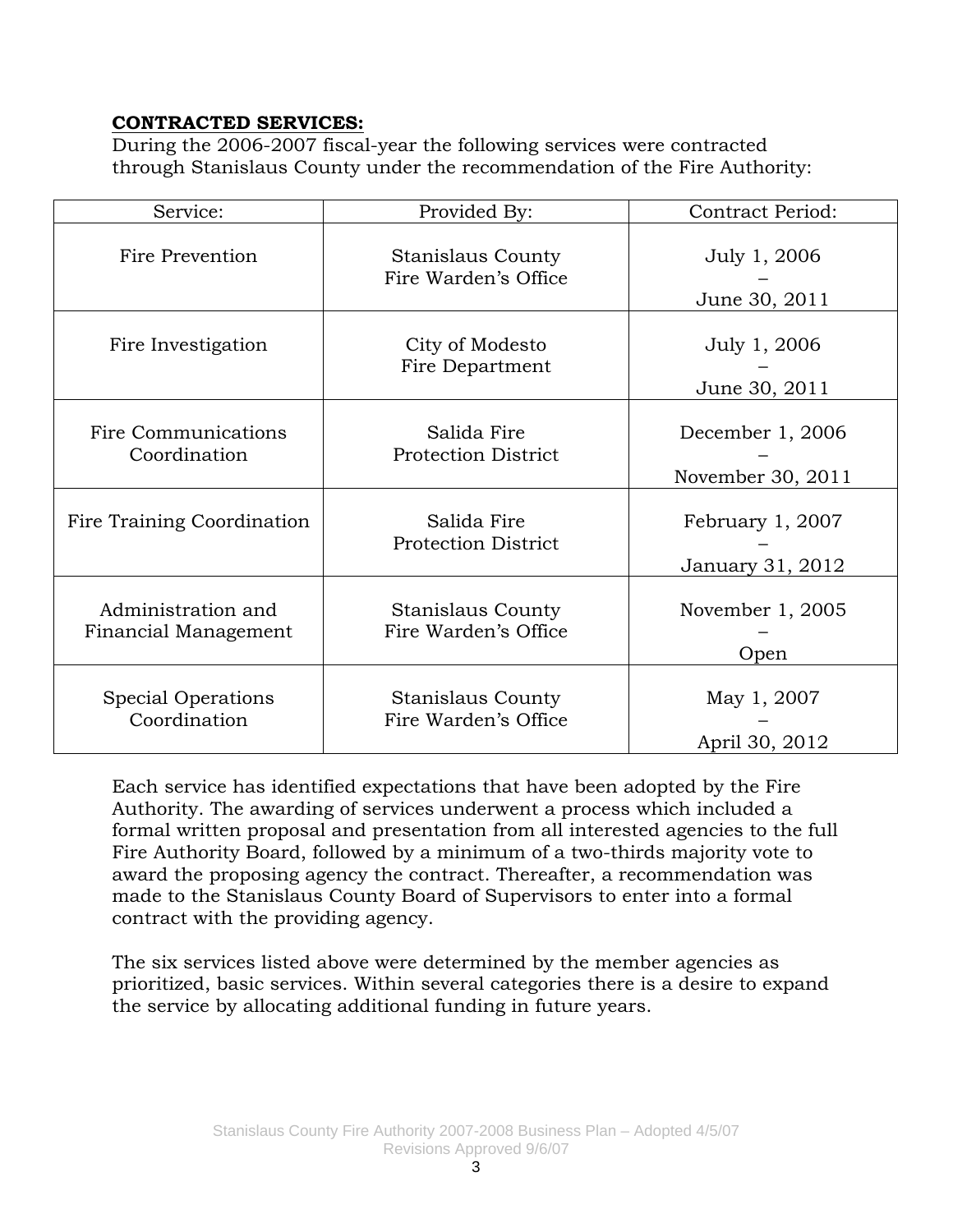**CONTRACTED SERVICES:**

During the 2006-2007 fiscal-year the following services were contracted through Stanislaus County under the recommendation of the Fire Authority:

| Service: | Provided By: | Contract Period: |
|---|---|---|
| Fire Prevention | Stanislaus County Fire Warden's Office | July 1, 2006 – June 30, 2011 |
| Fire Investigation | City of Modesto Fire Department | July 1, 2006 – June 30, 2011 |
| Fire Communications Coordination | Salida Fire Protection District | December 1, 2006 – November 30, 2011 |
| Fire Training Coordination | Salida Fire Protection District | February 1, 2007 – January 31, 2012 |
| Administration and Financial Management | Stanislaus County Fire Warden's Office | November 1, 2005 – Open |
| Special Operations Coordination | Stanislaus County Fire Warden's Office | May 1, 2007 – April 30, 2012 |

Each service has identified expectations that have been adopted by the Fire Authority. The awarding of services underwent a process which included a formal written proposal and presentation from all interested agencies to the full Fire Authority Board, followed by a minimum of a two-thirds majority vote to award the proposing agency the contract. Thereafter, a recommendation was made to the Stanislaus County Board of Supervisors to enter into a formal contract with the providing agency.

The six services listed above were determined by the member agencies as prioritized, basic services. Within several categories there is a desire to expand the service by allocating additional funding in future years.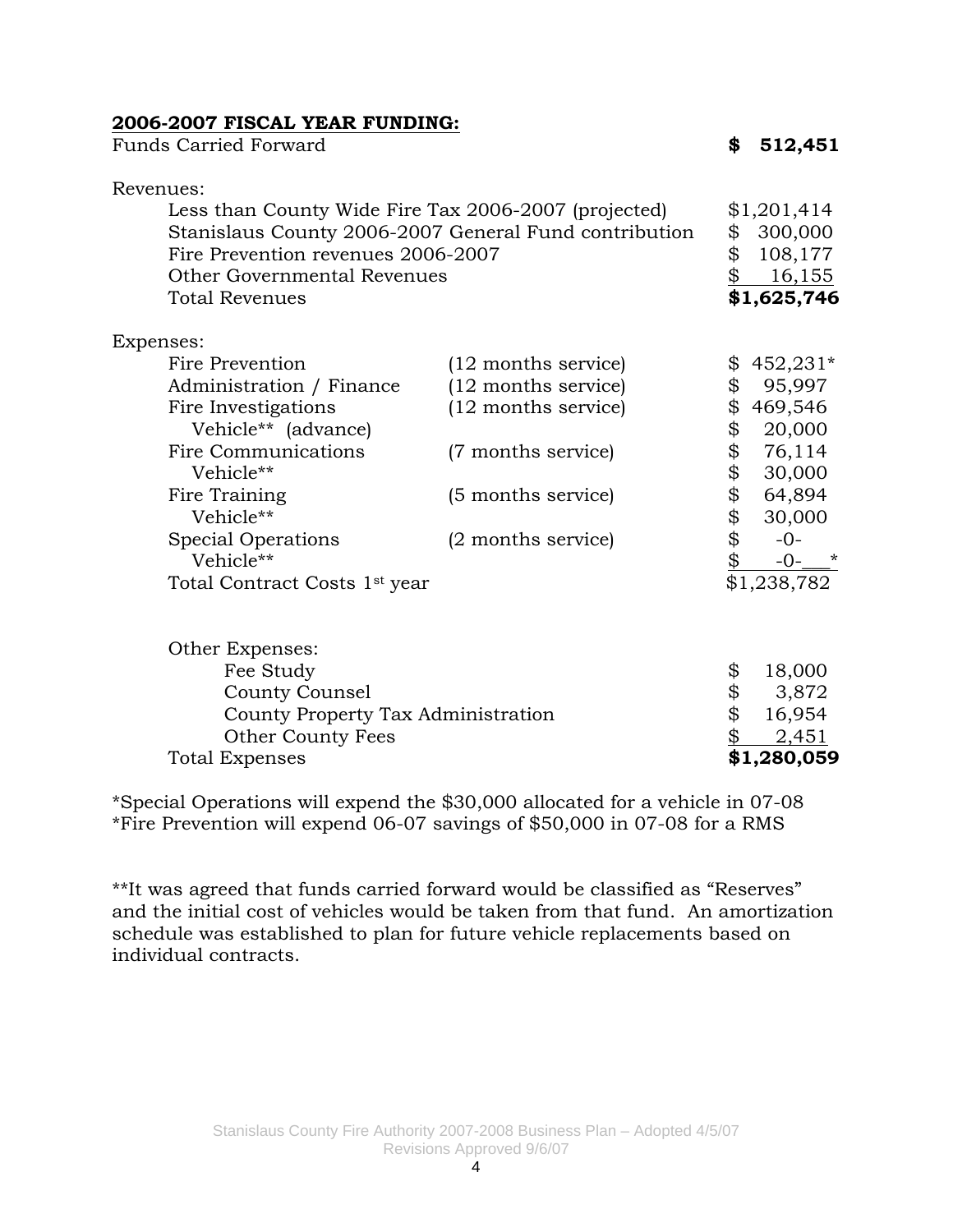**2006-2007 FISCAL YEAR FUNDING:**

| | | |
|---|---|---|
| Funds Carried Forward | | **$ 512,451** |
| | | |
| Revenues: | | |
| Less than County Wide Fire Tax 2006-2007 (projected) | | $1,201,414 |
| Stanislaus County 2006-2007 General Fund contribution | | $ 300,000 |
| Fire Prevention revenues 2006-2007 | | $ 108,177 |
| Other Governmental Revenues | | $ 16,155 |
| Total Revenues | | **$1,625,746** |
| | | |
| Expenses: | | |
| Fire Prevention | (12 months service) | $ 452,231* |
| Administration / Finance | (12 months service) | $ 95,997 |
| Fire Investigations | (12 months service) | $ 469,546 |
| Vehicle** (advance) | | $ 20,000 |
| Fire Communications | (7 months service) | $ 76,114 |
| Vehicle** | | $ 30,000 |
| Fire Training | (5 months service) | $ 64,894 |
| Vehicle** | | $ 30,000 |
| Special Operations | (2 months service) | $ -0- |
| Vehicle** | | $ -0- * |
| Total Contract Costs 1st year | | $1,238,782 |
| | | |
| Other Expenses: | | |
| Fee Study | | $ 18,000 |
| County Counsel | | $ 3,872 |
| County Property Tax Administration | | $ 16,954 |
| Other County Fees | | $ 2,451 |
| Total Expenses | | **$1,280,059** |

*Special Operations will expend the $30,000 allocated for a vehicle in 07-08
*Fire Prevention will expend 06-07 savings of $50,000 in 07-08 for a RMS

**It was agreed that funds carried forward would be classified as "Reserves" and the initial cost of vehicles would be taken from that fund. An amortization schedule was established to plan for future vehicle replacements based on individual contracts.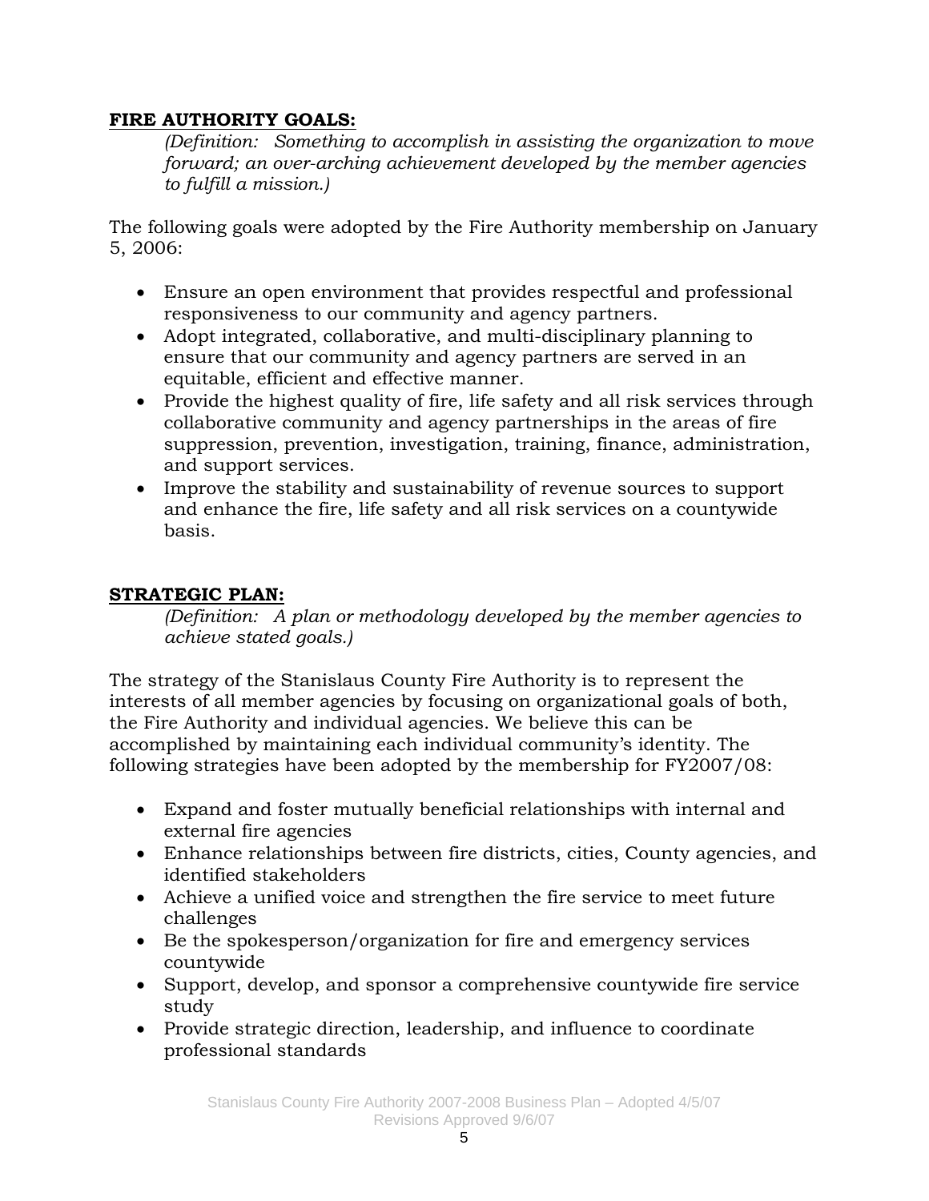## FIRE AUTHORITY GOALS:

*(Definition: Something to accomplish in assisting the organization to move forward; an over-arching achievement developed by the member agencies to fulfill a mission.)*

The following goals were adopted by the Fire Authority membership on January 5, 2006:

- Ensure an open environment that provides respectful and professional responsiveness to our community and agency partners.
- Adopt integrated, collaborative, and multi-disciplinary planning to ensure that our community and agency partners are served in an equitable, efficient and effective manner.
- Provide the highest quality of fire, life safety and all risk services through collaborative community and agency partnerships in the areas of fire suppression, prevention, investigation, training, finance, administration, and support services.
- Improve the stability and sustainability of revenue sources to support and enhance the fire, life safety and all risk services on a countywide basis.

## STRATEGIC PLAN:

*(Definition: A plan or methodology developed by the member agencies to achieve stated goals.)*

The strategy of the Stanislaus County Fire Authority is to represent the interests of all member agencies by focusing on organizational goals of both, the Fire Authority and individual agencies. We believe this can be accomplished by maintaining each individual community's identity. The following strategies have been adopted by the membership for FY2007/08:

- Expand and foster mutually beneficial relationships with internal and external fire agencies
- Enhance relationships between fire districts, cities, County agencies, and identified stakeholders
- Achieve a unified voice and strengthen the fire service to meet future challenges
- Be the spokesperson/organization for fire and emergency services countywide
- Support, develop, and sponsor a comprehensive countywide fire service study
- Provide strategic direction, leadership, and influence to coordinate professional standards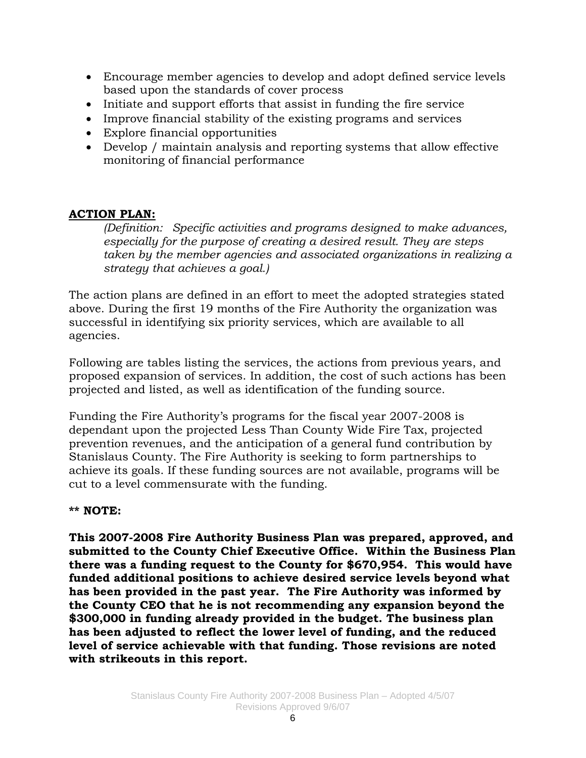- Encourage member agencies to develop and adopt defined service levels based upon the standards of cover process
- Initiate and support efforts that assist in funding the fire service
- Improve financial stability of the existing programs and services
- Explore financial opportunities
- Develop / maintain analysis and reporting systems that allow effective monitoring of financial performance

**ACTION PLAN:**

*(Definition: Specific activities and programs designed to make advances, especially for the purpose of creating a desired result. They are steps taken by the member agencies and associated organizations in realizing a strategy that achieves a goal.)*

The action plans are defined in an effort to meet the adopted strategies stated above. During the first 19 months of the Fire Authority the organization was successful in identifying six priority services, which are available to all agencies.

Following are tables listing the services, the actions from previous years, and proposed expansion of services. In addition, the cost of such actions has been projected and listed, as well as identification of the funding source.

Funding the Fire Authority's programs for the fiscal year 2007-2008 is dependant upon the projected Less Than County Wide Fire Tax, projected prevention revenues, and the anticipation of a general fund contribution by Stanislaus County. The Fire Authority is seeking to form partnerships to achieve its goals. If these funding sources are not available, programs will be cut to a level commensurate with the funding.

**** NOTE:**

**This 2007-2008 Fire Authority Business Plan was prepared, approved, and submitted to the County Chief Executive Office. Within the Business Plan there was a funding request to the County for $670,954. This would have funded additional positions to achieve desired service levels beyond what has been provided in the past year. The Fire Authority was informed by the County CEO that he is not recommending any expansion beyond the $300,000 in funding already provided in the budget. The business plan has been adjusted to reflect the lower level of funding, and the reduced level of service achievable with that funding. Those revisions are noted with strikeouts in this report.**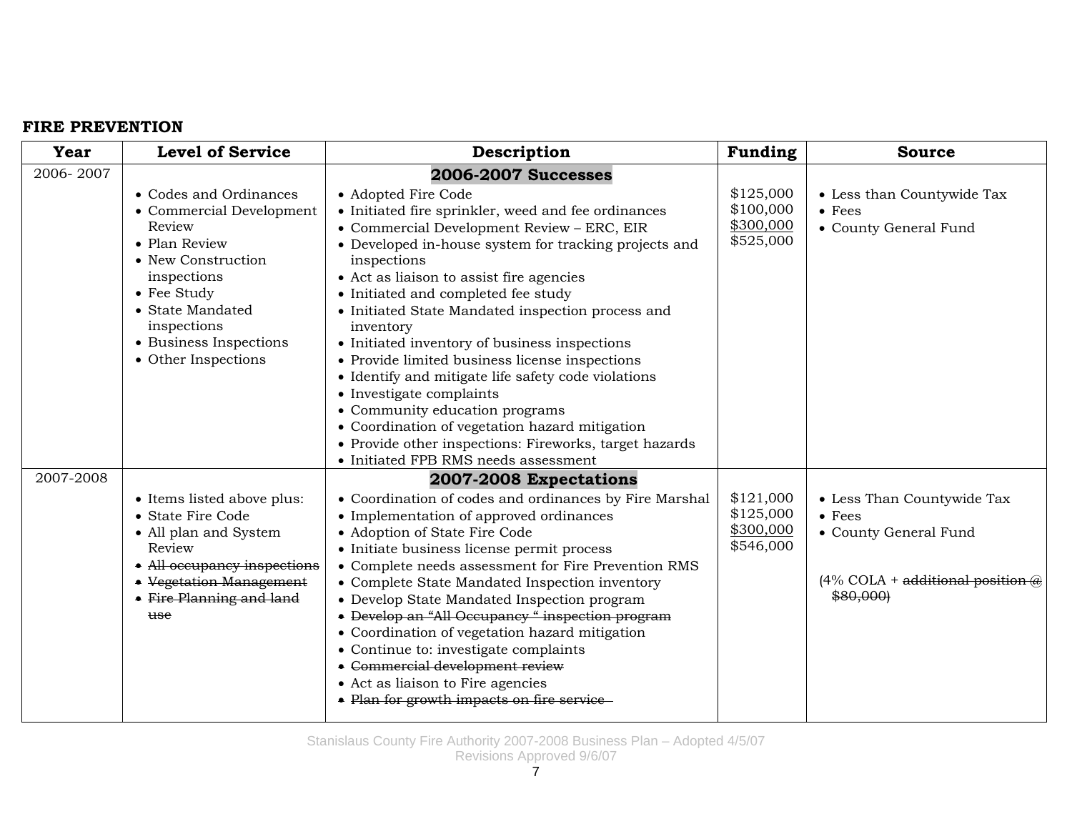**FIRE PREVENTION**

| Year | Level of Service | Description | Funding | Source |
|---|---|---|---|---|
| 2006- 2007 | • Codes and Ordinances<br>• Commercial Development Review<br>• Plan Review<br>• New Construction inspections<br>• Fee Study<br>• State Mandated inspections<br>• Business Inspections<br>• Other Inspections | **2006-2007 Successes**<br>• Adopted Fire Code<br>• Initiated fire sprinkler, weed and fee ordinances<br>• Commercial Development Review – ERC, EIR<br>• Developed in-house system for tracking projects and inspections<br>• Act as liaison to assist fire agencies<br>• Initiated and completed fee study<br>• Initiated State Mandated inspection process and inventory<br>• Initiated inventory of business inspections<br>• Provide limited business license inspections<br>• Identify and mitigate life safety code violations<br>• Investigate complaints<br>• Community education programs<br>• Coordination of vegetation hazard mitigation<br>• Provide other inspections: Fireworks, target hazards<br>• Initiated FPB RMS needs assessment | \$125,000<br>\$100,000<br>\$300,000<br>\$525,000 | • Less than Countywide Tax<br>• Fees<br>• County General Fund |
| 2007-2008 | • Items listed above plus:<br>• State Fire Code<br>• All plan and System Review<br>• ~~All occupancy inspections~~<br>• ~~Vegetation Management~~<br>• ~~Fire Planning and land use~~ | **2007-2008 Expectations**<br>• Coordination of codes and ordinances by Fire Marshal<br>• Implementation of approved ordinances<br>• Adoption of State Fire Code<br>• Initiate business license permit process<br>• Complete needs assessment for Fire Prevention RMS<br>• Complete State Mandated Inspection inventory<br>• Develop State Mandated Inspection program<br>• ~~Develop an "All Occupancy " inspection program~~<br>• Coordination of vegetation hazard mitigation<br>• Continue to: investigate complaints<br>• ~~Commercial development review~~<br>• Act as liaison to Fire agencies<br>• ~~Plan for growth impacts on fire service~~ | \$121,000<br>\$125,000<br>\$300,000<br>\$546,000 | • Less Than Countywide Tax<br>• Fees<br>• County General Fund<br><br>(4% COLA + ~~additional position @ \$80,000)~~ |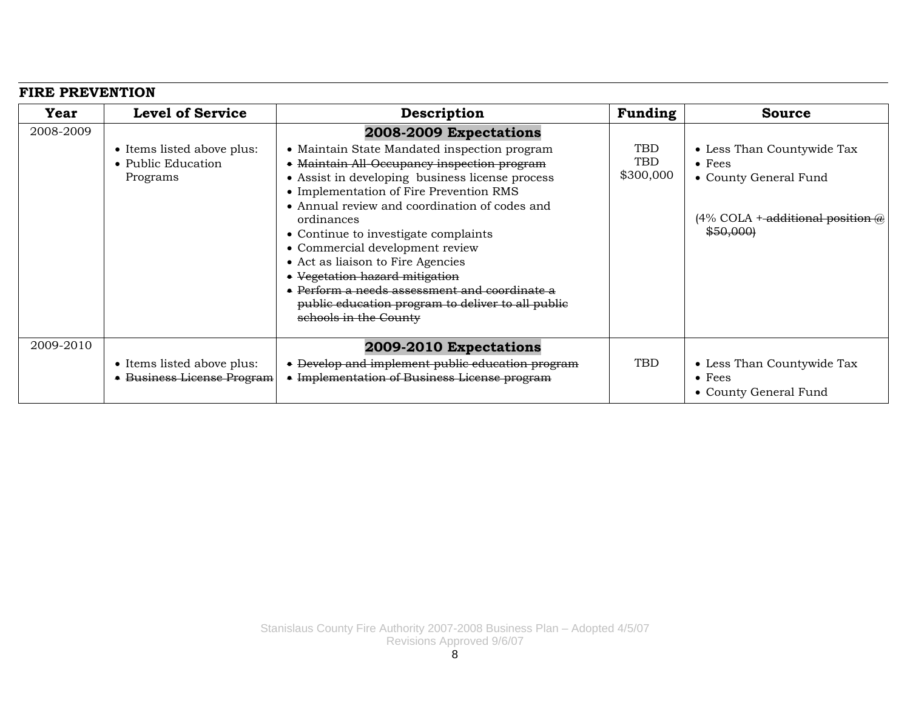## FIRE PREVENTION

| Year | Level of Service | Description | Funding | Source |
|---|---|---|---|---|
| 2008-2009 | • Items listed above plus:<br>• Public Education Programs | **2008-2009 Expectations**<br>• Maintain State Mandated inspection program<br>• ~~Maintain All-Occupancy inspection program~~<br>• Assist in developing business license process<br>• Implementation of Fire Prevention RMS<br>• Annual review and coordination of codes and ordinances<br>• Continue to investigate complaints<br>• Commercial development review<br>• Act as liaison to Fire Agencies<br>• ~~Vegetation hazard mitigation~~<br>• ~~Perform a needs assessment and coordinate a public education program to deliver to all public schools in the County~~ | TBD<br>TBD<br>$300,000 | • Less Than Countywide Tax<br>• Fees<br>• County General Fund<br><br>(4% COLA + ~~additional position @ $50,000)~~ |
| 2009-2010 | • Items listed above plus:<br>• ~~Business License Program~~ | **2009-2010 Expectations**<br>• ~~Develop and implement public education program~~<br>• ~~Implementation of Business License program~~ | TBD | • Less Than Countywide Tax<br>• Fees<br>• County General Fund |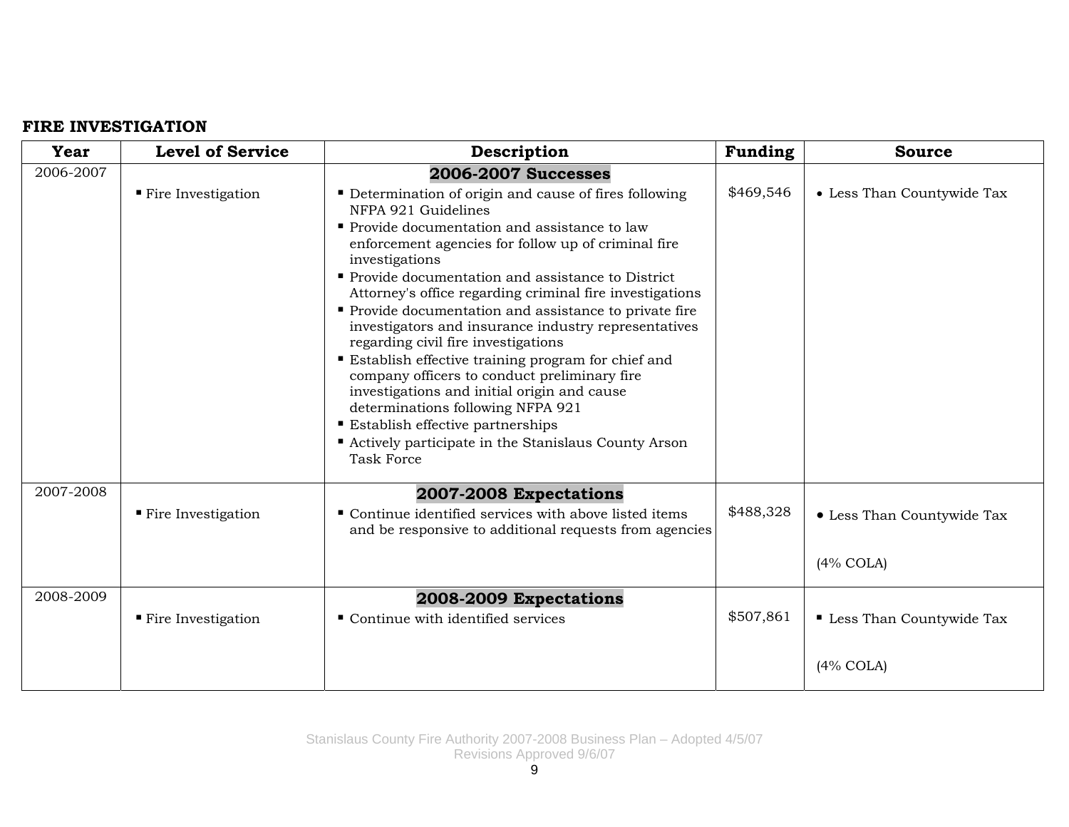**FIRE INVESTIGATION**

| Year | Level of Service | Description | Funding | Source |
|---|---|---|---|---|
| 2006-2007 | ▪ Fire Investigation | **2006-2007 Successes**<br>▪ Determination of origin and cause of fires following NFPA 921 Guidelines<br>▪ Provide documentation and assistance to law enforcement agencies for follow up of criminal fire investigations<br>▪ Provide documentation and assistance to District Attorney's office regarding criminal fire investigations<br>▪ Provide documentation and assistance to private fire investigators and insurance industry representatives regarding civil fire investigations<br>▪ Establish effective training program for chief and company officers to conduct preliminary fire investigations and initial origin and cause determinations following NFPA 921<br>▪ Establish effective partnerships<br>▪ Actively participate in the Stanislaus County Arson Task Force | $469,546 | • Less Than Countywide Tax |
| 2007-2008 | ▪ Fire Investigation | **2007-2008 Expectations**<br>▪ Continue identified services with above listed items and be responsive to additional requests from agencies | $488,328 | • Less Than Countywide Tax<br><br>(4% COLA) |
| 2008-2009 | ▪ Fire Investigation | **2008-2009 Expectations**<br>▪ Continue with identified services | $507,861 | ▪ Less Than Countywide Tax<br><br>(4% COLA) |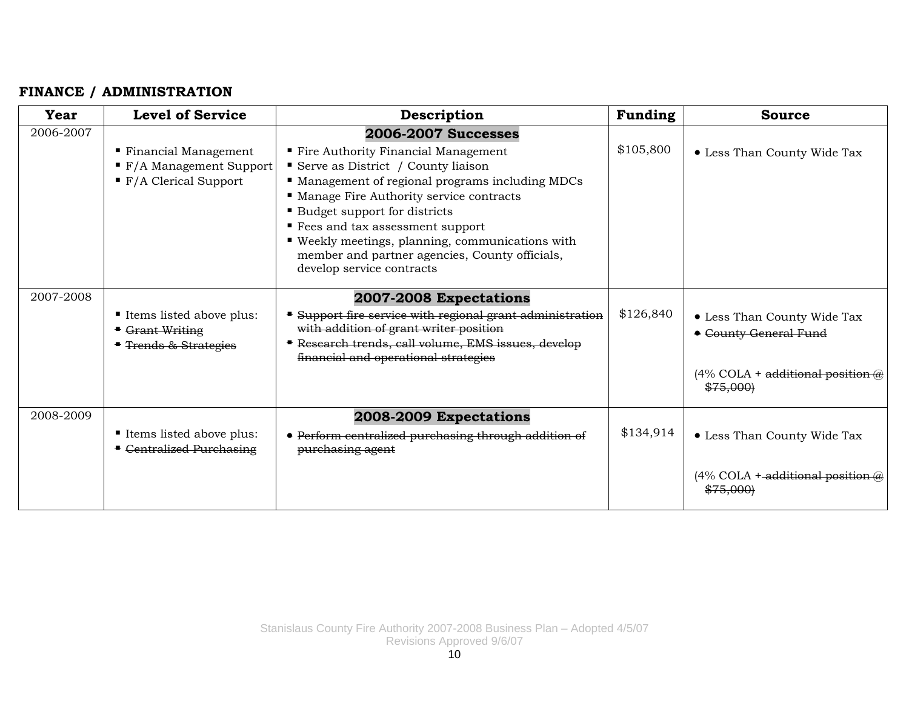**FINANCE / ADMINISTRATION**

| Year | Level of Service | Description | Funding | Source |
|---|---|---|---|---|
| 2006-2007 | ▪ Financial Management<br>▪ F/A Management Support<br>▪ F/A Clerical Support | **2006-2007 Successes**<br>▪ Fire Authority Financial Management<br>▪ Serve as District / County liaison<br>▪ Management of regional programs including MDCs<br>▪ Manage Fire Authority service contracts<br>▪ Budget support for districts<br>▪ Fees and tax assessment support<br>▪ Weekly meetings, planning, communications with member and partner agencies, County officials, develop service contracts | $105,800 | • Less Than County Wide Tax |
| 2007-2008 | ▪ Items listed above plus:<br>▪ ~~Grant Writing~~<br>▪ ~~Trends & Strategies~~ | **2007-2008 Expectations**<br>▪ ~~Support fire service with regional grant administration with addition of grant writer position~~<br>▪ ~~Research trends, call volume, EMS issues, develop financial and operational strategies~~ | $126,840 | • Less Than County Wide Tax<br>• ~~County General Fund~~<br><br>(4% COLA + ~~additional position @ $75,000)~~ |
| 2008-2009 | ▪ Items listed above plus:<br>▪ ~~Centralized Purchasing~~ | **2008-2009 Expectations**<br>• ~~Perform centralized purchasing through addition of purchasing agent~~ | $134,914 | • Less Than County Wide Tax<br><br>(4% COLA + ~~additional position @ $75,000)~~ |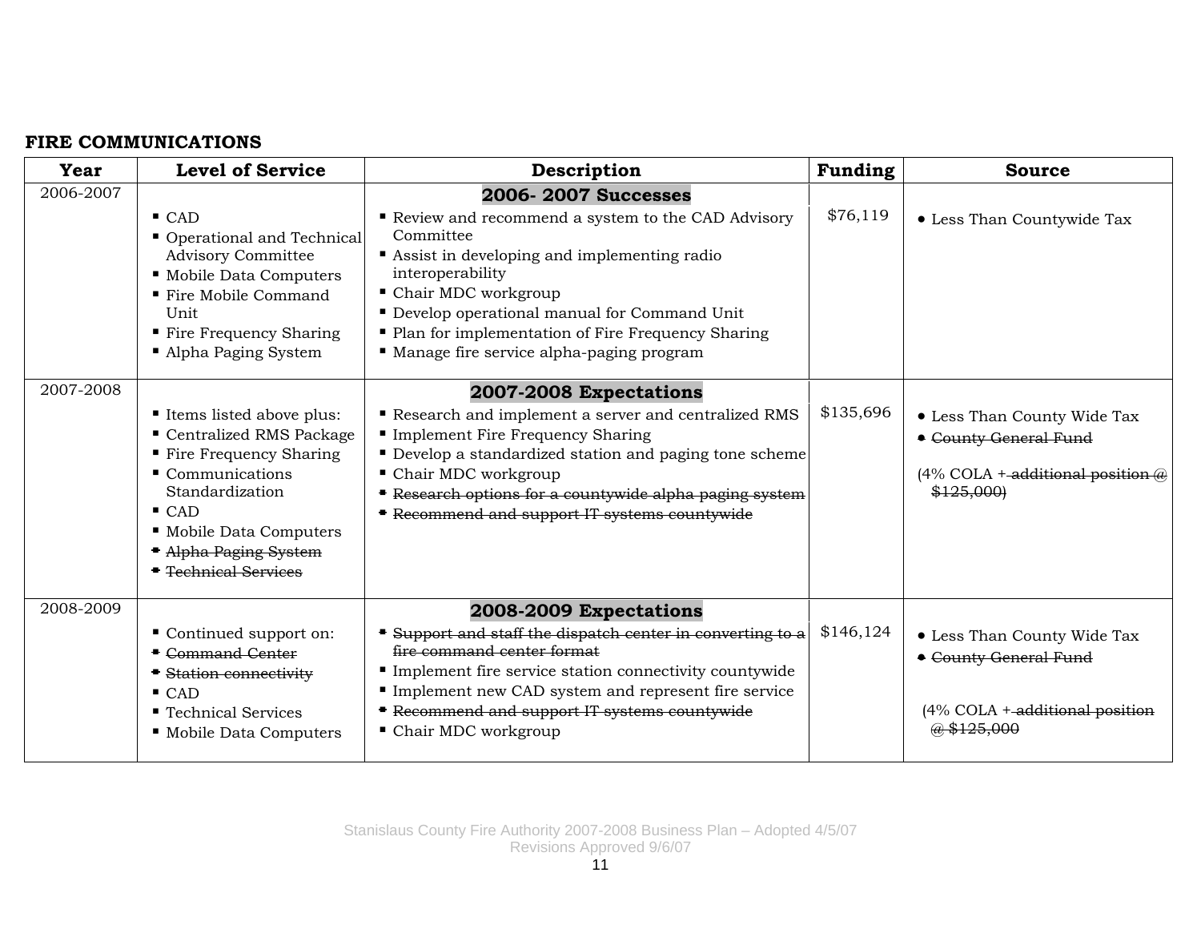## FIRE COMMUNICATIONS

| Year | Level of Service | Description | Funding | Source |
|---|---|---|---|---|
| 2006-2007 | ▪ CAD<br>▪ Operational and Technical Advisory Committee<br>▪ Mobile Data Computers<br>▪ Fire Mobile Command Unit<br>▪ Fire Frequency Sharing<br>▪ Alpha Paging System | **2006- 2007 Successes**<br>▪ Review and recommend a system to the CAD Advisory Committee<br>▪ Assist in developing and implementing radio interoperability<br>▪ Chair MDC workgroup<br>▪ Develop operational manual for Command Unit<br>▪ Plan for implementation of Fire Frequency Sharing<br>▪ Manage fire service alpha-paging program | $76,119 | • Less Than Countywide Tax |
| 2007-2008 | ▪ Items listed above plus:<br>▪ Centralized RMS Package<br>▪ Fire Frequency Sharing<br>▪ Communications Standardization<br>▪ CAD<br>▪ Mobile Data Computers<br>▪ ~~Alpha Paging System~~<br>▪ ~~Technical Services~~ | **2007-2008 Expectations**<br>▪ Research and implement a server and centralized RMS<br>▪ Implement Fire Frequency Sharing<br>▪ Develop a standardized station and paging tone scheme<br>▪ Chair MDC workgroup<br>▪ ~~Research options for a countywide alpha paging system~~<br>▪ ~~Recommend and support IT systems countywide~~ | $135,696 | • Less Than County Wide Tax<br>• ~~County General Fund~~<br><br>(4% COLA + ~~additional position @ $125,000~~) |
| 2008-2009 | ▪ Continued support on:<br>▪ ~~Command Center~~<br>▪ ~~Station connectivity~~<br>▪ CAD<br>▪ Technical Services<br>▪ Mobile Data Computers | **2008-2009 Expectations**<br>▪ ~~Support and staff the dispatch center in converting to a fire command center format~~<br>▪ Implement fire service station connectivity countywide<br>▪ Implement new CAD system and represent fire service<br>▪ ~~Recommend and support IT systems countywide~~<br>▪ Chair MDC workgroup | $146,124 | • Less Than County Wide Tax<br>• ~~County General Fund~~<br><br>(4% COLA + ~~additional position @ $125,000~~ |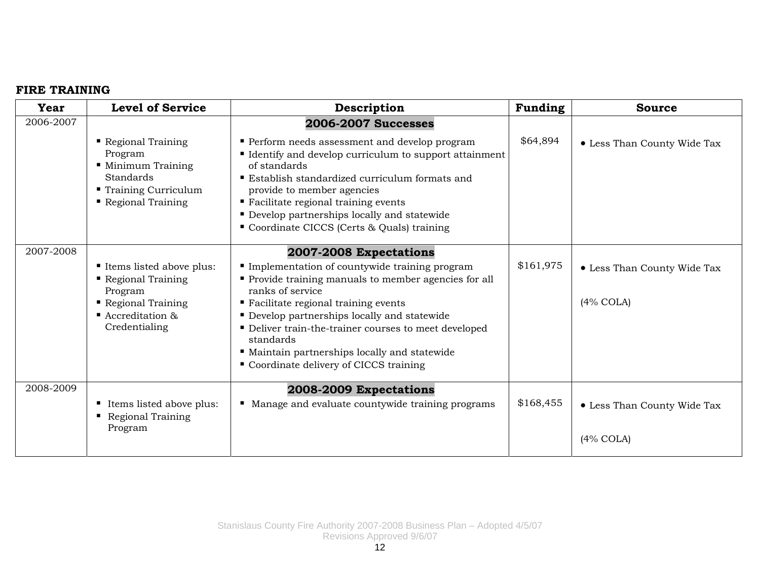**FIRE TRAINING**

| Year | Level of Service | Description | Funding | Source |
|---|---|---|---|---|
| 2006-2007 | ▪ Regional Training Program<br>▪ Minimum Training Standards<br>▪ Training Curriculum<br>▪ Regional Training | **2006-2007 Successes**<br>▪ Perform needs assessment and develop program<br>▪ Identify and develop curriculum to support attainment of standards<br>▪ Establish standardized curriculum formats and provide to member agencies<br>▪ Facilitate regional training events<br>▪ Develop partnerships locally and statewide<br>▪ Coordinate CICCS (Certs & Quals) training | $64,894 | • Less Than County Wide Tax |
| 2007-2008 | ▪ Items listed above plus:<br>▪ Regional Training Program<br>▪ Regional Training<br>▪ Accreditation & Credentialing | **2007-2008 Expectations**<br>▪ Implementation of countywide training program<br>▪ Provide training manuals to member agencies for all ranks of service<br>▪ Facilitate regional training events<br>▪ Develop partnerships locally and statewide<br>▪ Deliver train-the-trainer courses to meet developed standards<br>▪ Maintain partnerships locally and statewide<br>▪ Coordinate delivery of CICCS training | $161,975 | • Less Than County Wide Tax<br><br>(4% COLA) |
| 2008-2009 | ▪ Items listed above plus:<br>▪ Regional Training Program | **2008-2009 Expectations**<br>▪ Manage and evaluate countywide training programs | $168,455 | • Less Than County Wide Tax<br><br>(4% COLA) |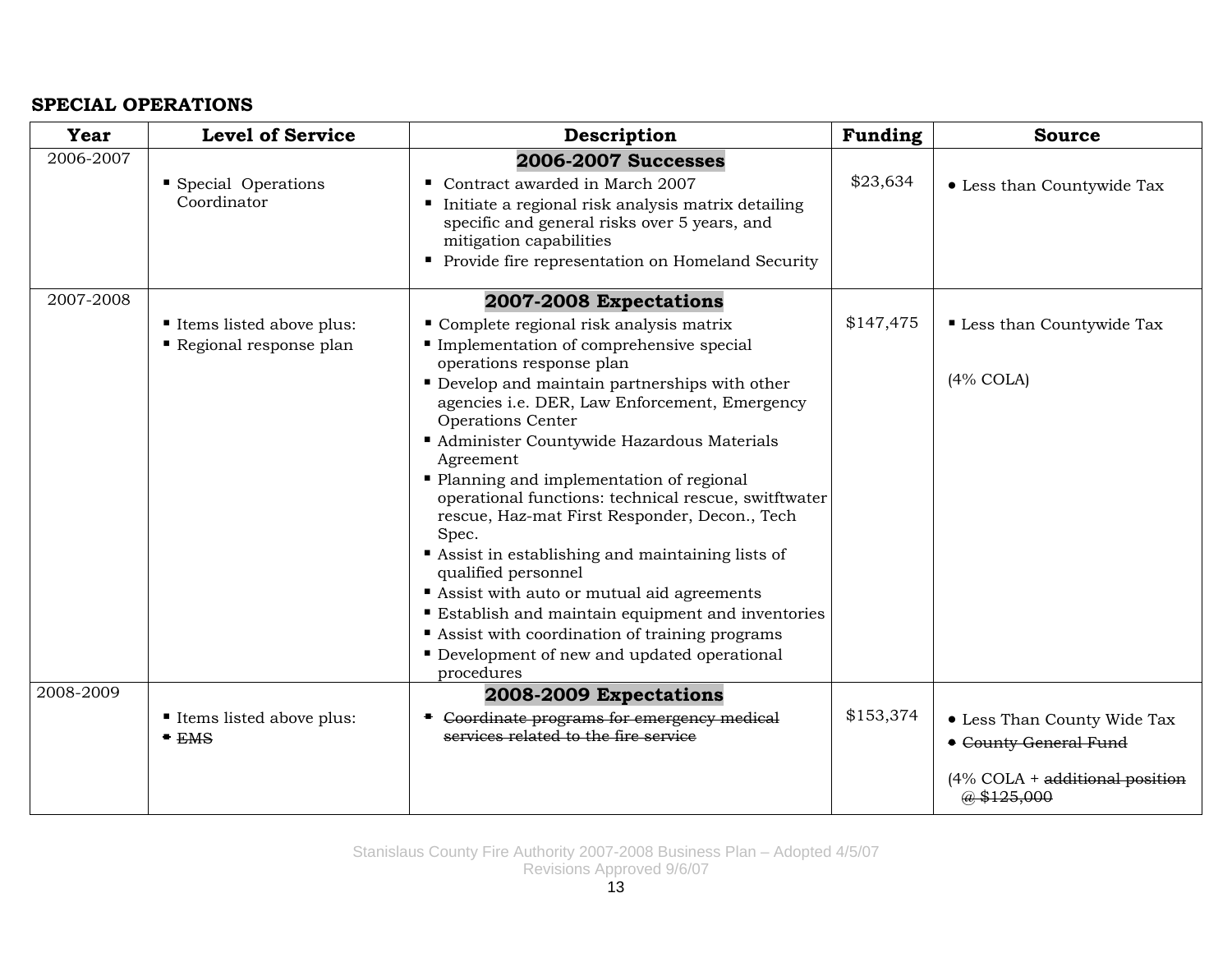**SPECIAL OPERATIONS**

| Year | Level of Service | Description | Funding | Source |
|---|---|---|---|---|
| 2006-2007 | ▪ Special Operations Coordinator | **2006-2007 Successes**<br>▪ Contract awarded in March 2007<br>▪ Initiate a regional risk analysis matrix detailing specific and general risks over 5 years, and mitigation capabilities<br>▪ Provide fire representation on Homeland Security | $23,634 | • Less than Countywide Tax |
| 2007-2008 | ▪ Items listed above plus:<br>▪ Regional response plan | **2007-2008 Expectations**<br>▪ Complete regional risk analysis matrix<br>▪ Implementation of comprehensive special operations response plan<br>▪ Develop and maintain partnerships with other agencies i.e. DER, Law Enforcement, Emergency Operations Center<br>▪ Administer Countywide Hazardous Materials Agreement<br>▪ Planning and implementation of regional operational functions: technical rescue, swiftwater rescue, Haz-mat First Responder, Decon., Tech Spec.<br>▪ Assist in establishing and maintaining lists of qualified personnel<br>▪ Assist with auto or mutual aid agreements<br>▪ Establish and maintain equipment and inventories<br>▪ Assist with coordination of training programs<br>▪ Development of new and updated operational procedures | $147,475 | ▪ Less than Countywide Tax<br><br>(4% COLA) |
| 2008-2009 | ▪ Items listed above plus:<br>~~▪ EMS~~ | **2008-2009 Expectations**<br>~~▪ Coordinate programs for emergency medical services related to the fire service~~ | $153,374 | • Less Than County Wide Tax<br>~~• County General Fund~~<br><br>(4% COLA + ~~additional position @ $125,000~~ |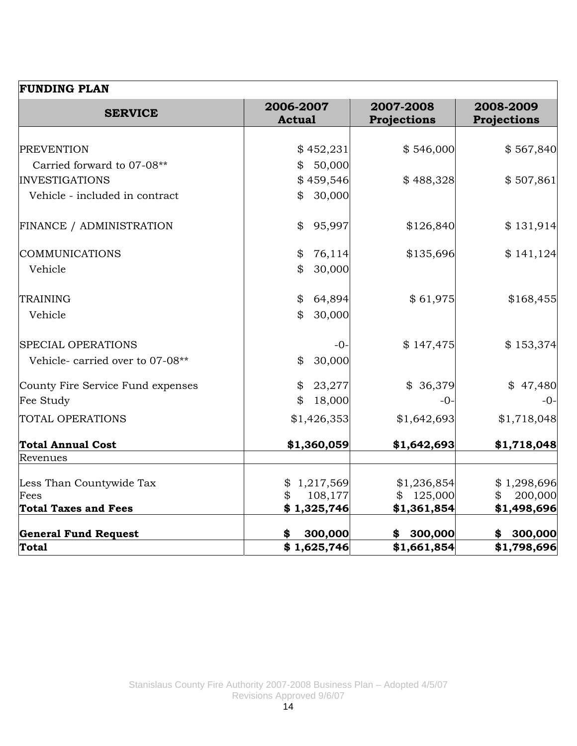| FUNDING PLAN | | | |
|---|---|---|---|
| **SERVICE** | **2006-2007 Actual** | **2007-2008 Projections** | **2008-2009 Projections** |
| PREVENTION | $ 452,231 | $ 546,000 | $ 567,840 |
| Carried forward to 07-08** | $ 50,000 | | |
| INVESTIGATIONS | $ 459,546 | $ 488,328 | $ 507,861 |
| Vehicle - included in contract | $ 30,000 | | |
| FINANCE / ADMINISTRATION | $ 95,997 | $126,840 | $ 131,914 |
| COMMUNICATIONS | $ 76,114 | $135,696 | $ 141,124 |
| Vehicle | $ 30,000 | | |
| TRAINING | $ 64,894 | $ 61,975 | $168,455 |
| Vehicle | $ 30,000 | | |
| SPECIAL OPERATIONS | -0- | $ 147,475 | $ 153,374 |
| Vehicle- carried over to 07-08** | $ 30,000 | | |
| County Fire Service Fund expenses | $ 23,277 | $ 36,379 | $ 47,480 |
| Fee Study | $ 18,000 | -0- | -0- |
| TOTAL OPERATIONS | $1,426,353 | $1,642,693 | $1,718,048 |
| **Total Annual Cost** | **$1,360,059** | **$1,642,693** | **$1,718,048** |
| Revenues | | | |
| Less Than Countywide Tax | $ 1,217,569 | $1,236,854 | $ 1,298,696 |
| Fees | $ 108,177 | $ 125,000 | $ 200,000 |
| **Total Taxes and Fees** | **$ 1,325,746** | **$1,361,854** | **$1,498,696** |
| **General Fund Request** | **$ 300,000** | **$ 300,000** | **$ 300,000** |
| **Total** | **$ 1,625,746** | **$1,661,854** | **$1,798,696** |